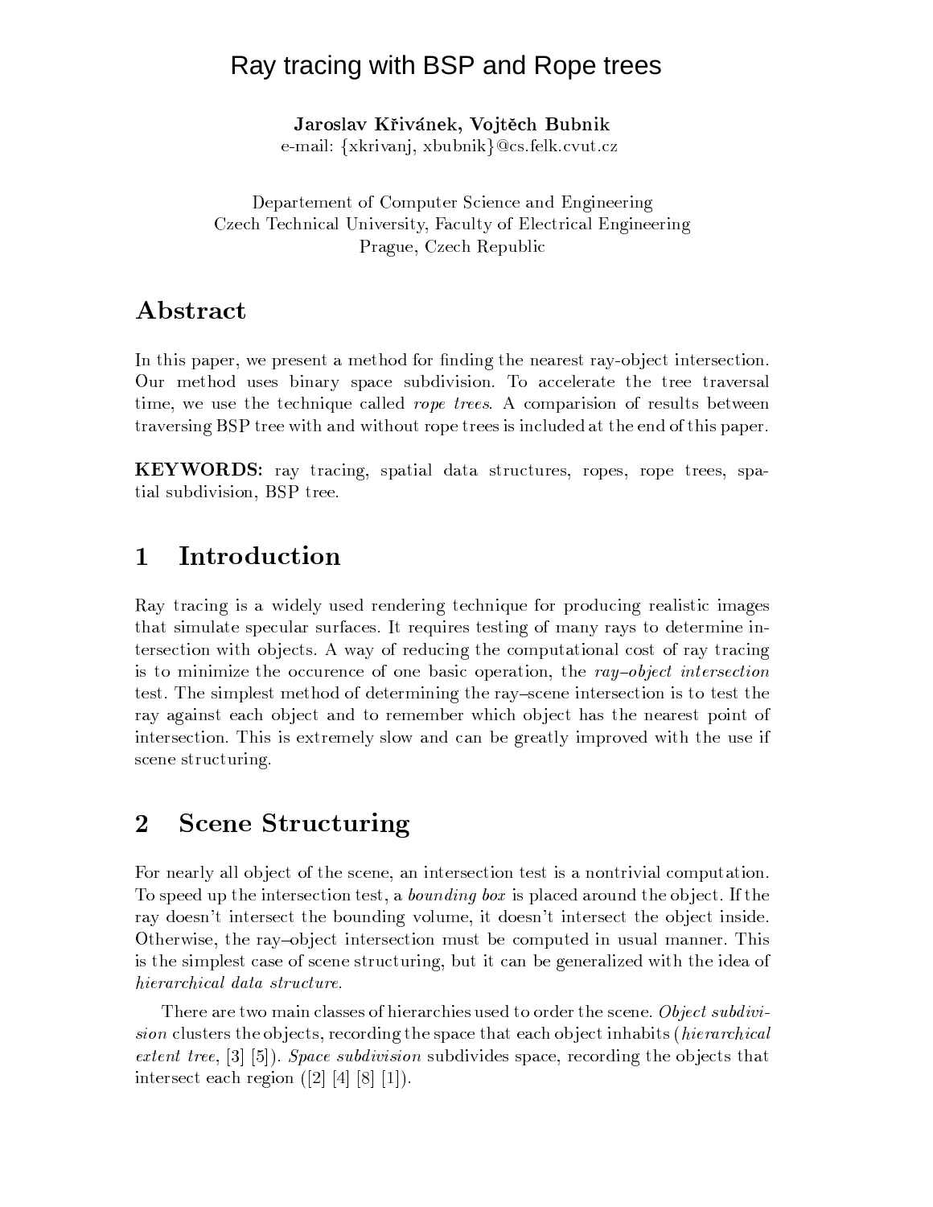# Ray tracing with BSP and Rope trees

**Jaroslav Křivánek, Vojtěch Bubnik**
e-mail: {xkrivanj, xbubnik}@cs.felk.cvut.cz

Departement of Computer Science and Engineering
Czech Technical University, Faculty of Electrical Engineering
Prague, Czech Republic

## Abstract

In this paper, we present a method for finding the nearest ray-object intersection. Our method uses binary space subdivision. To accelerate the tree traversal time, we use the technique called *rope trees*. A comparision of results between traversing BSP tree with and without rope trees is included at the end of this paper.

**KEYWORDS:** ray tracing, spatial data structures, ropes, rope trees, spatial subdivision, BSP tree.

## 1 Introduction

Ray tracing is a widely used rendering technique for producing realistic images that simulate specular surfaces. It requires testing of many rays to determine intersection with objects. A way of reducing the computational cost of ray tracing is to minimize the occurence of one basic operation, the *ray–object intersection* test. The simplest method of determining the ray–scene intersection is to test the ray against each object and to remember which object has the nearest point of intersection. This is extremely slow and can be greatly improved with the use if scene structuring.

## 2 Scene Structuring

For nearly all object of the scene, an intersection test is a nontrivial computation. To speed up the intersection test, a *bounding box* is placed around the object. If the ray doesn't intersect the bounding volume, it doesn't intersect the object inside. Otherwise, the ray–object intersection must be computed in usual manner. This is the simplest case of scene structuring, but it can be generalized with the idea of *hierarchical data structure*.

There are two main classes of hierarchies used to order the scene. *Object subdivision* clusters the objects, recording the space that each object inhabits (*hierarchical extent tree*, [3] [5]). *Space subdivision* subdivides space, recording the objects that intersect each region ([2] [4] [8] [1]).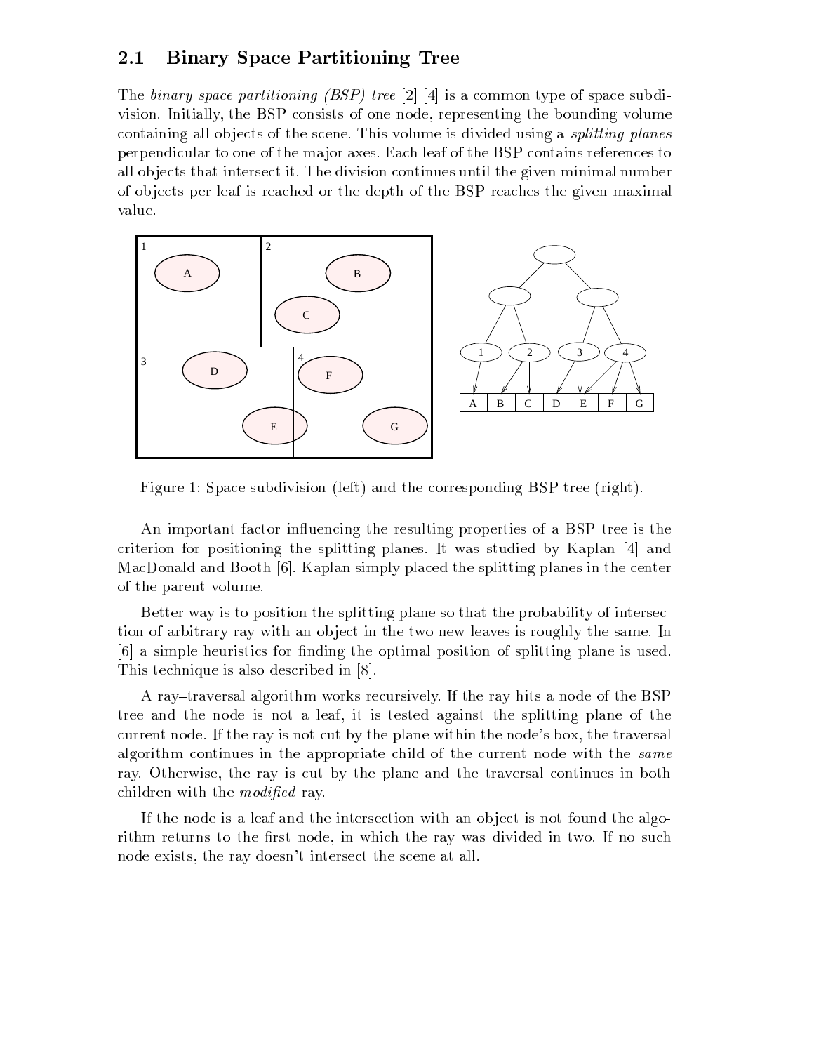## 2.1 Binary Space Partitioning Tree

The *binary space partitioning (BSP) tree* [2] [4] is a common type of space subdivision. Initially, the BSP consists of one node, representing the bounding volume containing all objects of the scene. This volume is divided using a *splitting planes* perpendicular to one of the major axes. Each leaf of the BSP contains references to all objects that intersect it. The division continues until the given minimal number of objects per leaf is reached or the depth of the BSP reaches the given maximal value.

Figure 1: Space subdivision (left) and the corresponding BSP tree (right).

An important factor influencing the resulting properties of a BSP tree is the criterion for positioning the splitting planes. It was studied by Kaplan [4] and MacDonald and Booth [6]. Kaplan simply placed the splitting planes in the center of the parent volume.

Better way is to position the splitting plane so that the probability of intersection of arbitrary ray with an object in the two new leaves is roughly the same. In [6] a simple heuristics for finding the optimal position of splitting plane is used. This technique is also described in [8].

A ray–traversal algorithm works recursively. If the ray hits a node of the BSP tree and the node is not a leaf, it is tested against the splitting plane of the current node. If the ray is not cut by the plane within the node's box, the traversal algorithm continues in the appropriate child of the current node with the *same* ray. Otherwise, the ray is cut by the plane and the traversal continues in both children with the *modified* ray.

If the node is a leaf and the intersection with an object is not found the algorithm returns to the first node, in which the ray was divided in two. If no such node exists, the ray doesn't intersect the scene at all.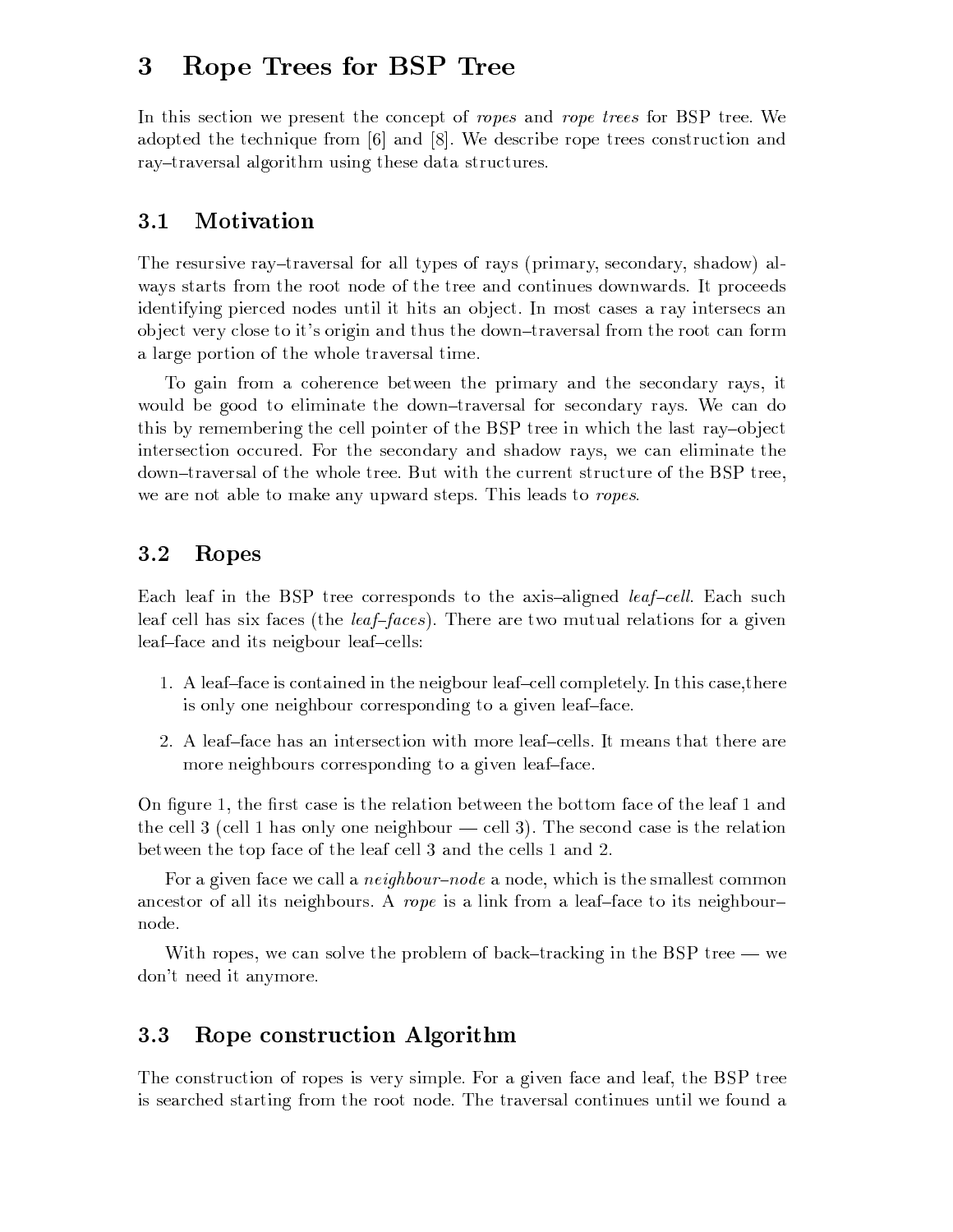# 3 Rope Trees for BSP Tree

In this section we present the concept of *ropes* and *rope trees* for BSP tree. We adopted the technique from [6] and [8]. We describe rope trees construction and ray–traversal algorithm using these data structures.

## 3.1 Motivation

The resursive ray–traversal for all types of rays (primary, secondary, shadow) always starts from the root node of the tree and continues downwards. It proceeds identifying pierced nodes until it hits an object. In most cases a ray intersecs an object very close to it's origin and thus the down–traversal from the root can form a large portion of the whole traversal time.

To gain from a coherence between the primary and the secondary rays, it would be good to eliminate the down–traversal for secondary rays. We can do this by remembering the cell pointer of the BSP tree in which the last ray–object intersection occured. For the secondary and shadow rays, we can eliminate the down–traversal of the whole tree. But with the current structure of the BSP tree, we are not able to make any upward steps. This leads to *ropes*.

## 3.2 Ropes

Each leaf in the BSP tree corresponds to the axis–aligned *leaf–cell*. Each such leaf cell has six faces (the *leaf–faces*). There are two mutual relations for a given leaf–face and its neigbour leaf–cells:

1. A leaf–face is contained in the neigbour leaf–cell completely. In this case,there is only one neighbour corresponding to a given leaf–face.
2. A leaf–face has an intersection with more leaf–cells. It means that there are more neighbours corresponding to a given leaf–face.

On figure 1, the first case is the relation between the bottom face of the leaf 1 and the cell 3 (cell 1 has only one neighbour — cell 3). The second case is the relation between the top face of the leaf cell 3 and the cells 1 and 2.

For a given face we call a *neighbour–node* a node, which is the smallest common ancestor of all its neighbours. A *rope* is a link from a leaf–face to its neighbour–node.

With ropes, we can solve the problem of back–tracking in the BSP tree — we don't need it anymore.

## 3.3 Rope construction Algorithm

The construction of ropes is very simple. For a given face and leaf, the BSP tree is searched starting from the root node. The traversal continues until we found a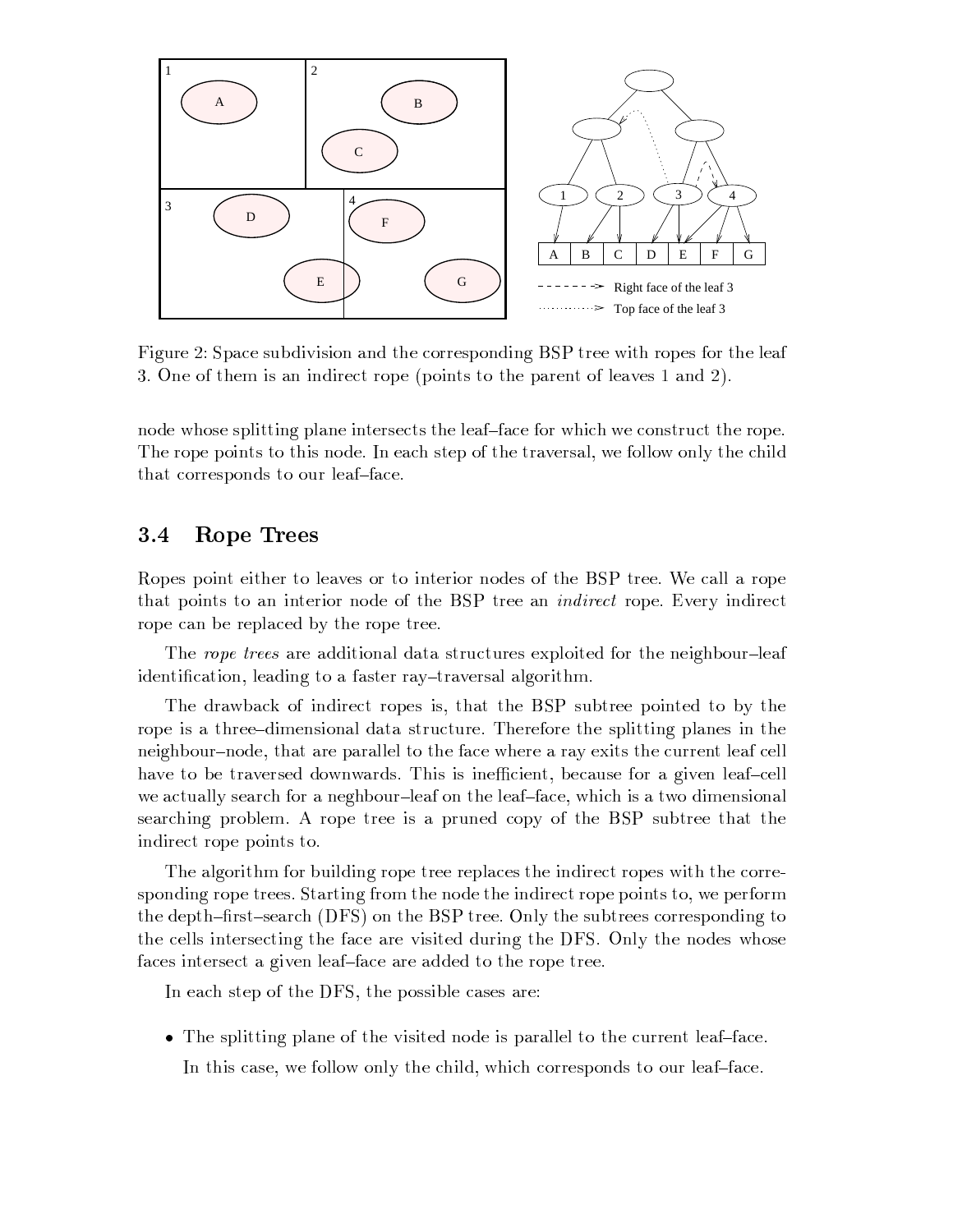Figure 2: Space subdivision and the corresponding BSP tree with ropes for the leaf 3. One of them is an indirect rope (points to the parent of leaves 1 and 2).

node whose splitting plane intersects the leaf–face for which we construct the rope. The rope points to this node. In each step of the traversal, we follow only the child that corresponds to our leaf–face.

## 3.4 Rope Trees

Ropes point either to leaves or to interior nodes of the BSP tree. We call a rope that points to an interior node of the BSP tree an *indirect* rope. Every indirect rope can be replaced by the rope tree.

The *rope trees* are additional data structures exploited for the neighbour–leaf identification, leading to a faster ray–traversal algorithm.

The drawback of indirect ropes is, that the BSP subtree pointed to by the rope is a three–dimensional data structure. Therefore the splitting planes in the neighbour–node, that are parallel to the face where a ray exits the current leaf cell have to be traversed downwards. This is inefficient, because for a given leaf–cell we actually search for a neghbour–leaf on the leaf–face, which is a two dimensional searching problem. A rope tree is a pruned copy of the BSP subtree that the indirect rope points to.

The algorithm for building rope tree replaces the indirect ropes with the corresponding rope trees. Starting from the node the indirect rope points to, we perform the depth–first–search (DFS) on the BSP tree. Only the subtrees corresponding to the cells intersecting the face are visited during the DFS. Only the nodes whose faces intersect a given leaf–face are added to the rope tree.

In each step of the DFS, the possible cases are:

- The splitting plane of the visited node is parallel to the current leaf–face.

  In this case, we follow only the child, which corresponds to our leaf–face.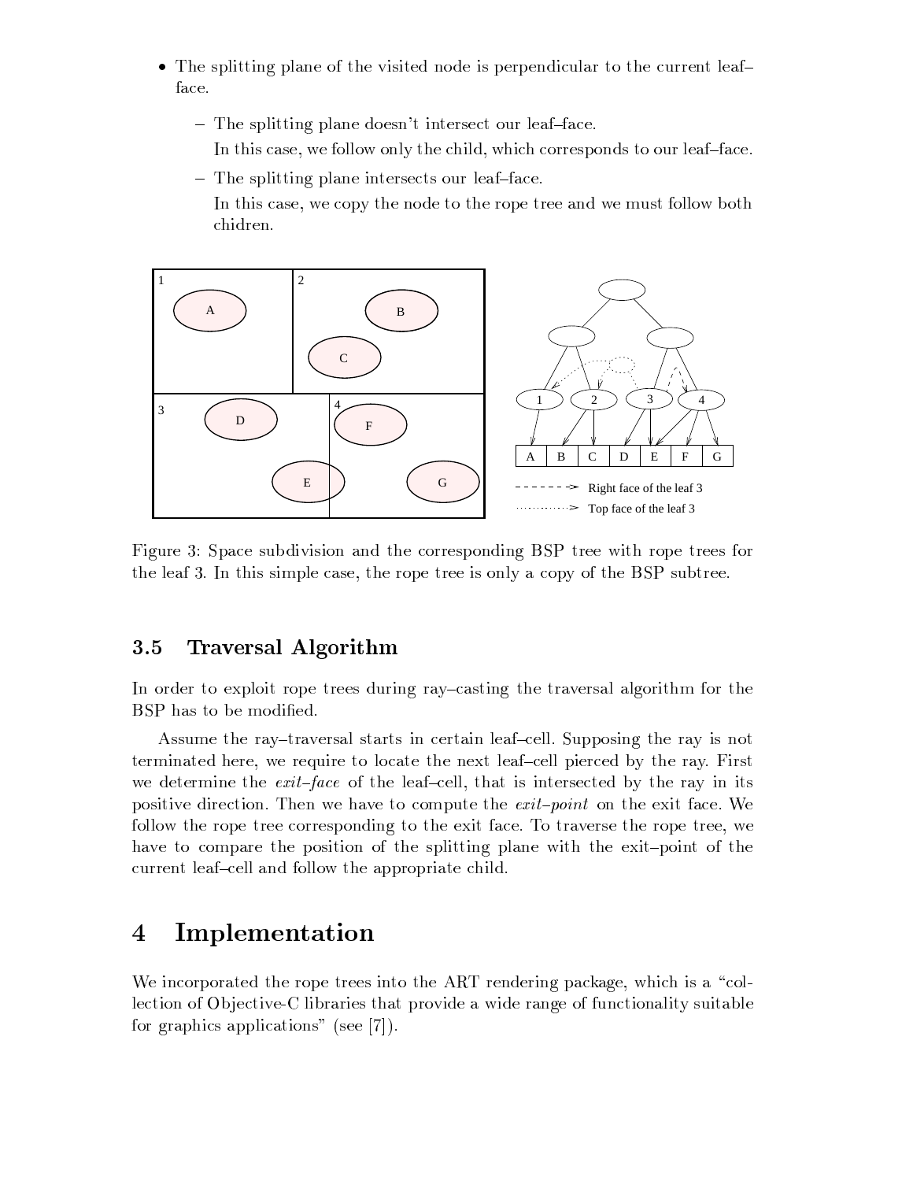- The splitting plane of the visited node is perpendicular to the current leaf–face.
  - The splitting plane doesn't intersect our leaf–face.

    In this case, we follow only the child, which corresponds to our leaf–face.
  - The splitting plane intersects our leaf–face.

    In this case, we copy the node to the rope tree and we must follow both chidren.

Figure 3: Space subdivision and the corresponding BSP tree with rope trees for the leaf 3. In this simple case, the rope tree is only a copy of the BSP subtree.

### 3.5 Traversal Algorithm

In order to exploit rope trees during ray–casting the traversal algorithm for the BSP has to be modified.

Assume the ray–traversal starts in certain leaf–cell. Supposing the ray is not terminated here, we require to locate the next leaf–cell pierced by the ray. First we determine the *exit–face* of the leaf–cell, that is intersected by the ray in its positive direction. Then we have to compute the *exit–point* on the exit face. We follow the rope tree corresponding to the exit face. To traverse the rope tree, we have to compare the position of the splitting plane with the exit–point of the current leaf–cell and follow the appropriate child.

## 4 Implementation

We incorporated the rope trees into the ART rendering package, which is a "collection of Objective-C libraries that provide a wide range of functionality suitable for graphics applications" (see [7]).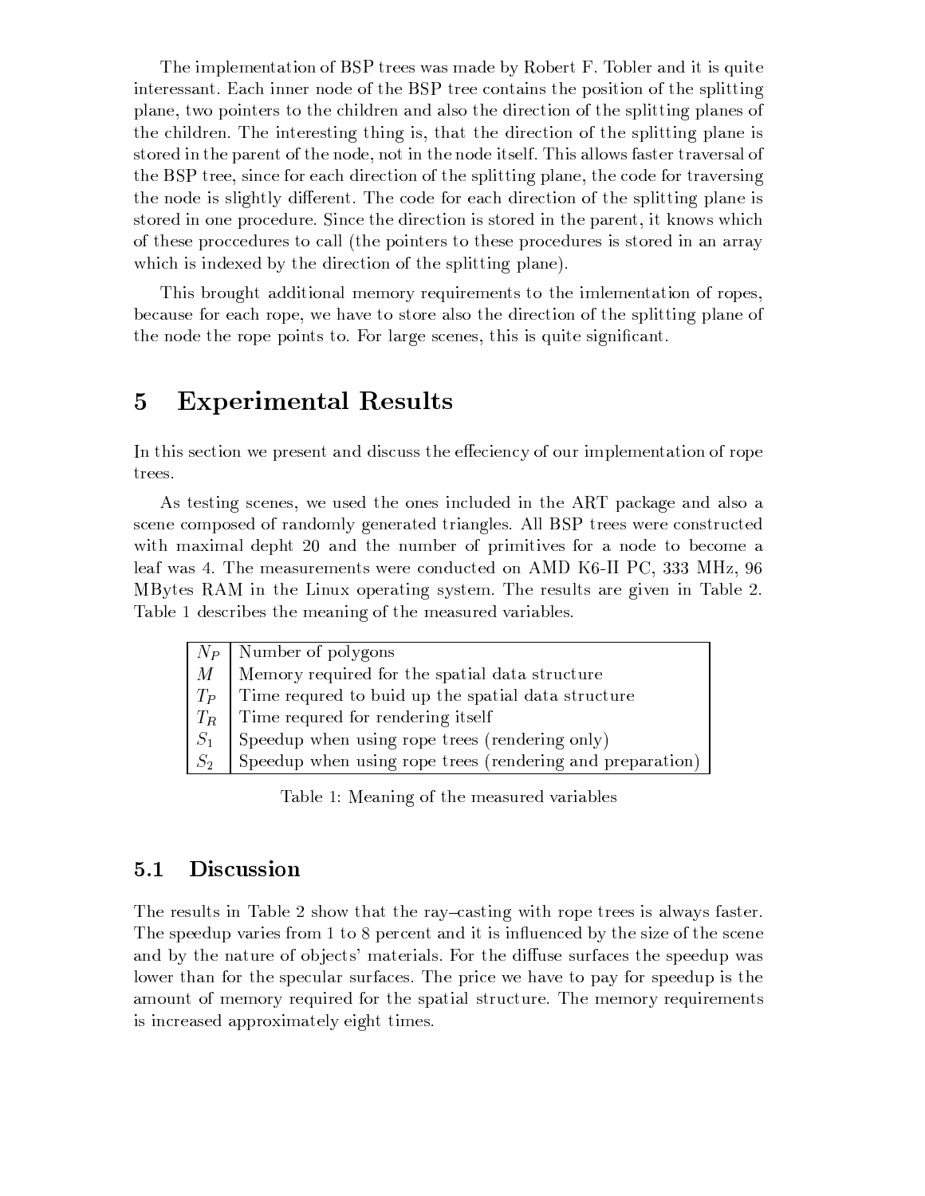The implementation of BSP trees was made by Robert F. Tobler and it is quite interessant. Each inner node of the BSP tree contains the position of the splitting plane, two pointers to the children and also the direction of the splitting planes of the children. The interesting thing is, that the direction of the splitting plane is stored in the parent of the node, not in the node itself. This allows faster traversal of the BSP tree, since for each direction of the splitting plane, the code for traversing the node is slightly different. The code for each direction of the splitting plane is stored in one procedure. Since the direction is stored in the parent, it knows which of these proccedures to call (the pointers to these procedures is stored in an array which is indexed by the direction of the splitting plane).

This brought additional memory requirements to the imlementation of ropes, because for each rope, we have to store also the direction of the splitting plane of the node the rope points to. For large scenes, this is quite significant.

# 5 Experimental Results

In this section we present and discuss the effeciency of our implementation of rope trees.

As testing scenes, we used the ones included in the ART package and also a scene composed of randomly generated triangles. All BSP trees were constructed with maximal depht 20 and the number of primitives for a node to become a leaf was 4. The measurements were conducted on AMD K6-II PC, 333 MHz, 96 MBytes RAM in the Linux operating system. The results are given in Table 2. Table 1 describes the meaning of the measured variables.

| | |
|---|---|
| $N_P$ | Number of polygons |
| $M$ | Memory required for the spatial data structure |
| $T_P$ | Time requred to buid up the spatial data structure |
| $T_R$ | Time requred for rendering itself |
| $S_1$ | Speedup when using rope trees (rendering only) |
| $S_2$ | Speedup when using rope trees (rendering and preparation) |

Table 1: Meaning of the measured variables

## 5.1 Discussion

The results in Table 2 show that the ray–casting with rope trees is always faster. The speedup varies from 1 to 8 percent and it is influenced by the size of the scene and by the nature of objects' materials. For the diffuse surfaces the speedup was lower than for the specular surfaces. The price we have to pay for speedup is the amount of memory required for the spatial structure. The memory requirements is increased approximately eight times.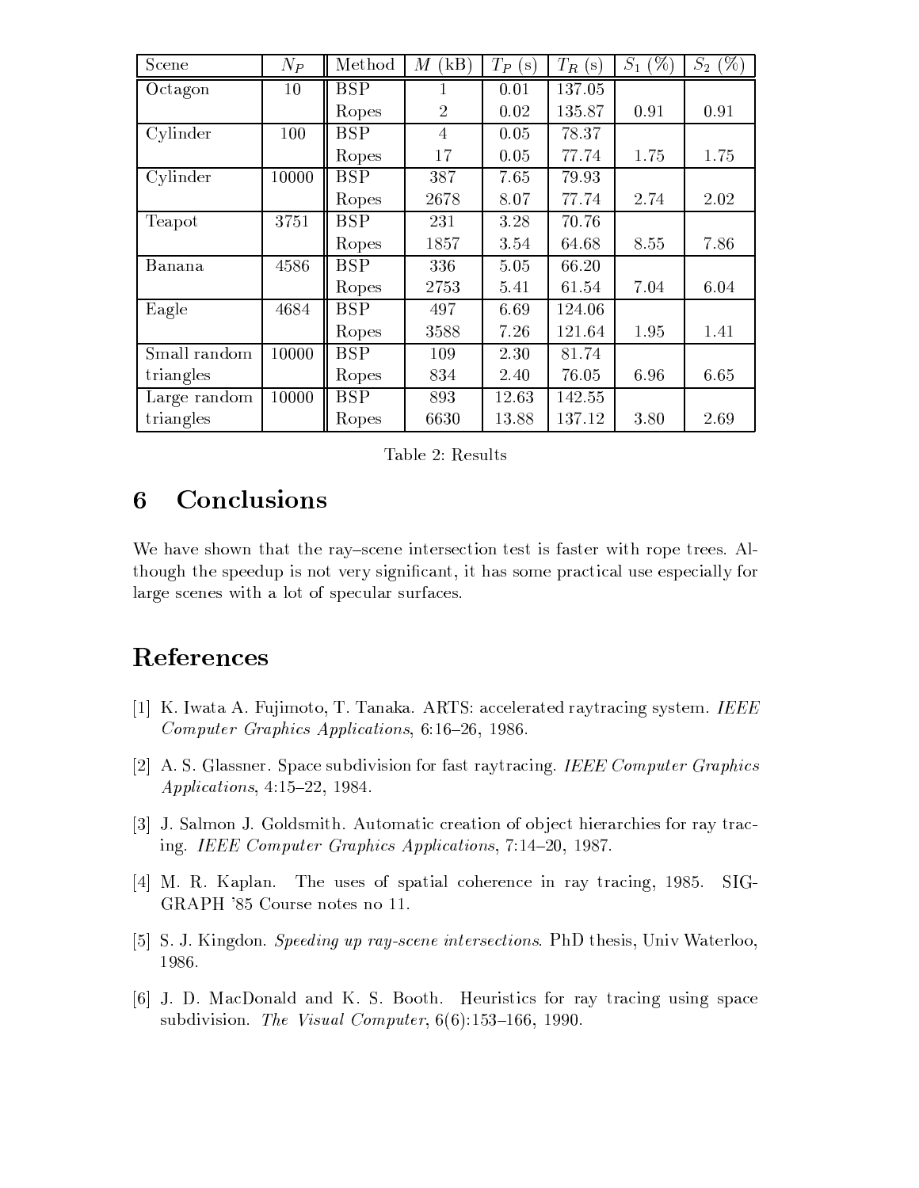| Scene | $N_P$ | Method | $M$ (kB) | $T_P$ (s) | $T_R$ (s) | $S_1$ (%) | $S_2$ (%) |
|---|---|---|---|---|---|---|---|
| Octagon | 10 | BSP | 1 | 0.01 | 137.05 | | |
| | | Ropes | 2 | 0.02 | 135.87 | 0.91 | 0.91 |
| Cylinder | 100 | BSP | 4 | 0.05 | 78.37 | | |
| | | Ropes | 17 | 0.05 | 77.74 | 1.75 | 1.75 |
| Cylinder | 10000 | BSP | 387 | 7.65 | 79.93 | | |
| | | Ropes | 2678 | 8.07 | 77.74 | 2.74 | 2.02 |
| Teapot | 3751 | BSP | 231 | 3.28 | 70.76 | | |
| | | Ropes | 1857 | 3.54 | 64.68 | 8.55 | 7.86 |
| Banana | 4586 | BSP | 336 | 5.05 | 66.20 | | |
| | | Ropes | 2753 | 5.41 | 61.54 | 7.04 | 6.04 |
| Eagle | 4684 | BSP | 497 | 6.69 | 124.06 | | |
| | | Ropes | 3588 | 7.26 | 121.64 | 1.95 | 1.41 |
| Small random triangles | 10000 | BSP | 109 | 2.30 | 81.74 | | |
| | | Ropes | 834 | 2.40 | 76.05 | 6.96 | 6.65 |
| Large random triangles | 10000 | BSP | 893 | 12.63 | 142.55 | | |
| | | Ropes | 6630 | 13.88 | 137.12 | 3.80 | 2.69 |

Table 2: Results

# 6 Conclusions

We have shown that the ray–scene intersection test is faster with rope trees. Although the speedup is not very significant, it has some practical use especially for large scenes with a lot of specular surfaces.

# References

[1] K. Iwata A. Fujimoto, T. Tanaka. ARTS: accelerated raytracing system. *IEEE Computer Graphics Applications*, 6:16–26, 1986.

[2] A. S. Glassner. Space subdivision for fast raytracing. *IEEE Computer Graphics Applications*, 4:15–22, 1984.

[3] J. Salmon J. Goldsmith. Automatic creation of object hierarchies for ray tracing. *IEEE Computer Graphics Applications*, 7:14–20, 1987.

[4] M. R. Kaplan. The uses of spatial coherence in ray tracing, 1985. SIGGRAPH '85 Course notes no 11.

[5] S. J. Kingdon. *Speeding up ray-scene intersections*. PhD thesis, Univ Waterloo, 1986.

[6] J. D. MacDonald and K. S. Booth. Heuristics for ray tracing using space subdivision. *The Visual Computer*, 6(6):153–166, 1990.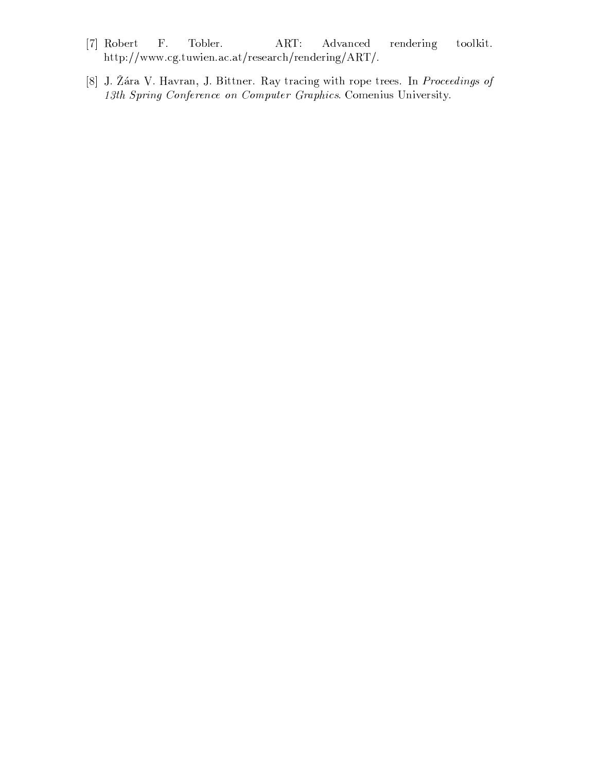[7] Robert F. Tobler. ART: Advanced rendering toolkit. http://www.cg.tuwien.ac.at/research/rendering/ART/.

[8] J. Žára V. Havran, J. Bittner. Ray tracing with rope trees. In *Proceedings of 13th Spring Conference on Computer Graphics*. Comenius University.